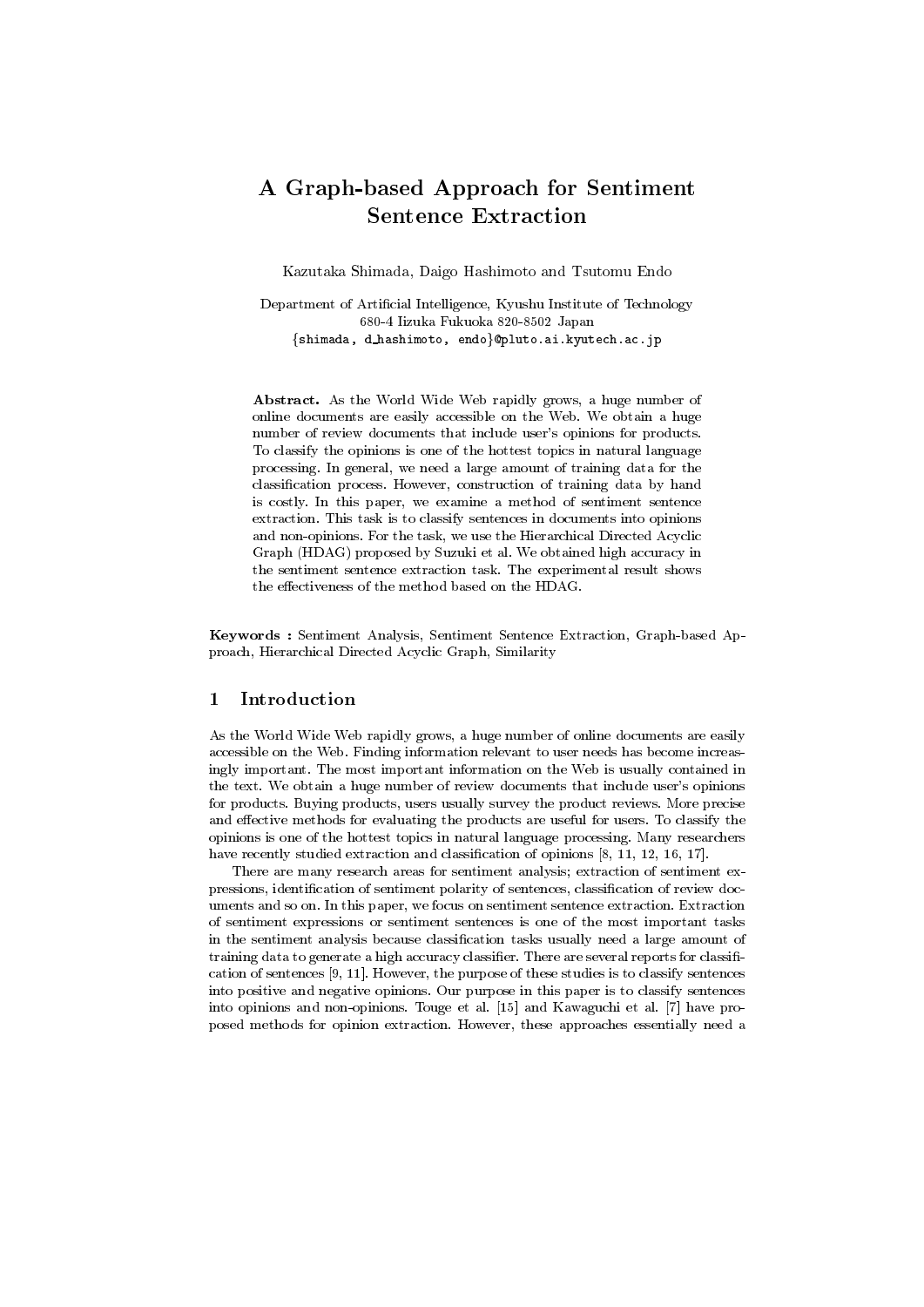# A Graph-based Approach for Sentiment Sentence Extraction

Kazutaka Shimada, Daigo Hashimoto and Tsutomu Endo

Department of Artificial Intelligence, Kyushu Institute of Technology
680-4 Iizuka Fukuoka 820-8502 Japan
{shimada, d_hashimoto, endo}@pluto.ai.kyutech.ac.jp

**Abstract.** As the World Wide Web rapidly grows, a huge number of online documents are easily accessible on the Web. We obtain a huge number of review documents that include user's opinions for products. To classify the opinions is one of the hottest topics in natural language processing. In general, we need a large amount of training data for the classification process. However, construction of training data by hand is costly. In this paper, we examine a method of sentiment sentence extraction. This task is to classify sentences in documents into opinions and non-opinions. For the task, we use the Hierarchical Directed Acyclic Graph (HDAG) proposed by Suzuki et al. We obtained high accuracy in the sentiment sentence extraction task. The experimental result shows the effectiveness of the method based on the HDAG.

**Keywords :** Sentiment Analysis, Sentiment Sentence Extraction, Graph-based Approach, Hierarchical Directed Acyclic Graph, Similarity

## 1 Introduction

As the World Wide Web rapidly grows, a huge number of online documents are easily accessible on the Web. Finding information relevant to user needs has become increasingly important. The most important information on the Web is usually contained in the text. We obtain a huge number of review documents that include user's opinions for products. Buying products, users usually survey the product reviews. More precise and effective methods for evaluating the products are useful for users. To classify the opinions is one of the hottest topics in natural language processing. Many researchers have recently studied extraction and classification of opinions [8, 11, 12, 16, 17].

There are many research areas for sentiment analysis; extraction of sentiment expressions, identification of sentiment polarity of sentences, classification of review documents and so on. In this paper, we focus on sentiment sentence extraction. Extraction of sentiment expressions or sentiment sentences is one of the most important tasks in the sentiment analysis because classification tasks usually need a large amount of training data to generate a high accuracy classifier. There are several reports for classification of sentences [9, 11]. However, the purpose of these studies is to classify sentences into positive and negative opinions. Our purpose in this paper is to classify sentences into opinions and non-opinions. Touge et al. [15] and Kawaguchi et al. [7] have proposed methods for opinion extraction. However, these approaches essentially need a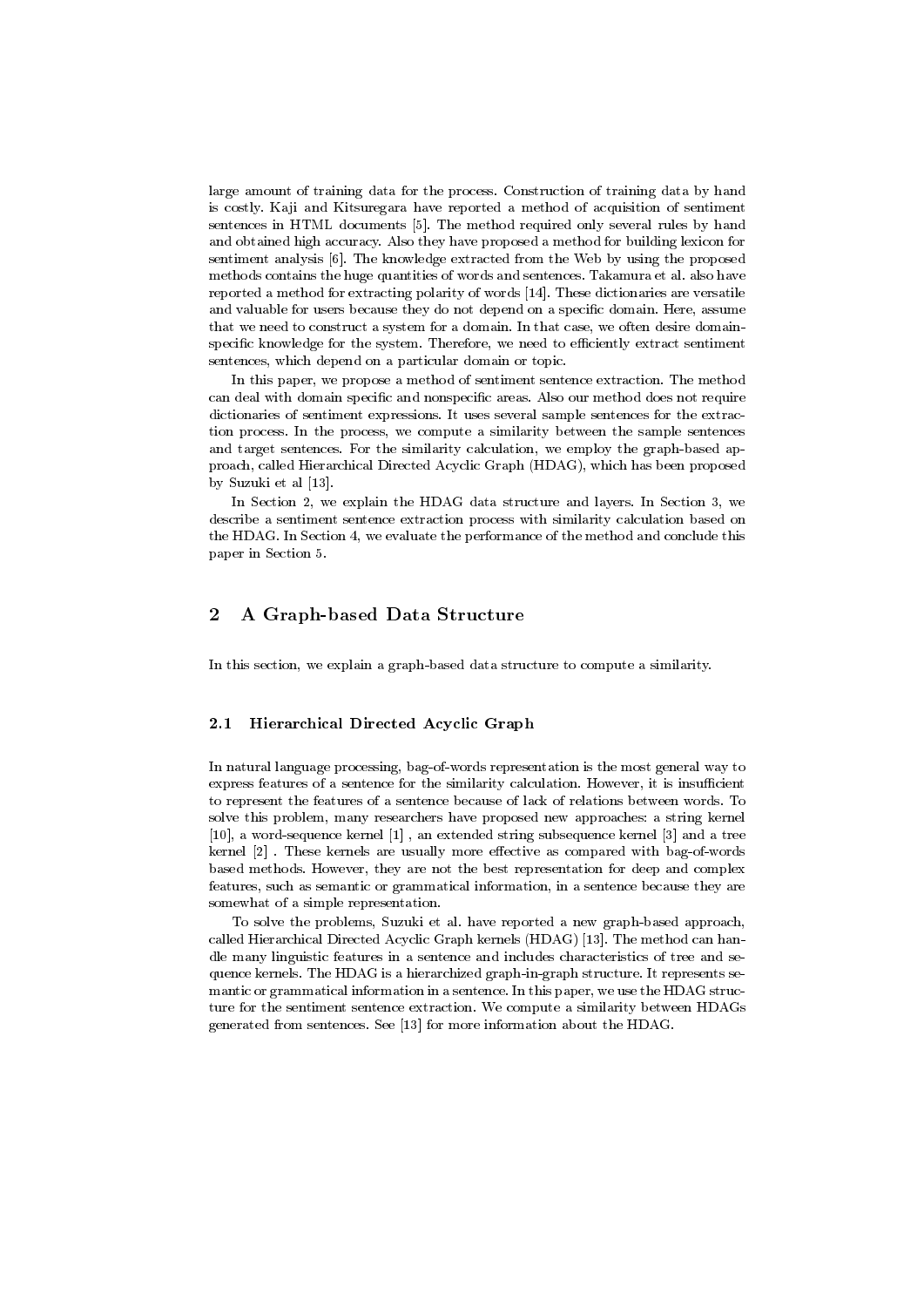large amount of training data for the process. Construction of training data by hand is costly. Kaji and Kitsuregara have reported a method of acquisition of sentiment sentences in HTML documents [5]. The method required only several rules by hand and obtained high accuracy. Also they have proposed a method for building lexicon for sentiment analysis [6]. The knowledge extracted from the Web by using the proposed methods contains the huge quantities of words and sentences. Takamura et al. also have reported a method for extracting polarity of words [14]. These dictionaries are versatile and valuable for users because they do not depend on a specific domain. Here, assume that we need to construct a system for a domain. In that case, we often desire domain-specific knowledge for the system. Therefore, we need to efficiently extract sentiment sentences, which depend on a particular domain or topic.

In this paper, we propose a method of sentiment sentence extraction. The method can deal with domain specific and nonspecific areas. Also our method does not require dictionaries of sentiment expressions. It uses several sample sentences for the extraction process. In the process, we compute a similarity between the sample sentences and target sentences. For the similarity calculation, we employ the graph-based approach, called Hierarchical Directed Acyclic Graph (HDAG), which has been proposed by Suzuki et al [13].

In Section 2, we explain the HDAG data structure and layers. In Section 3, we describe a sentiment sentence extraction process with similarity calculation based on the HDAG. In Section 4, we evaluate the performance of the method and conclude this paper in Section 5.

## 2 A Graph-based Data Structure

In this section, we explain a graph-based data structure to compute a similarity.

### 2.1 Hierarchical Directed Acyclic Graph

In natural language processing, bag-of-words representation is the most general way to express features of a sentence for the similarity calculation. However, it is insufficient to represent the features of a sentence because of lack of relations between words. To solve this problem, many researchers have proposed new approaches: a string kernel [10], a word-sequence kernel [1] , an extended string subsequence kernel [3] and a tree kernel [2] . These kernels are usually more effective as compared with bag-of-words based methods. However, they are not the best representation for deep and complex features, such as semantic or grammatical information, in a sentence because they are somewhat of a simple representation.

To solve the problems, Suzuki et al. have reported a new graph-based approach, called Hierarchical Directed Acyclic Graph kernels (HDAG) [13]. The method can handle many linguistic features in a sentence and includes characteristics of tree and sequence kernels. The HDAG is a hierarchized graph-in-graph structure. It represents semantic or grammatical information in a sentence. In this paper, we use the HDAG structure for the sentiment sentence extraction. We compute a similarity between HDAGs generated from sentences. See [13] for more information about the HDAG.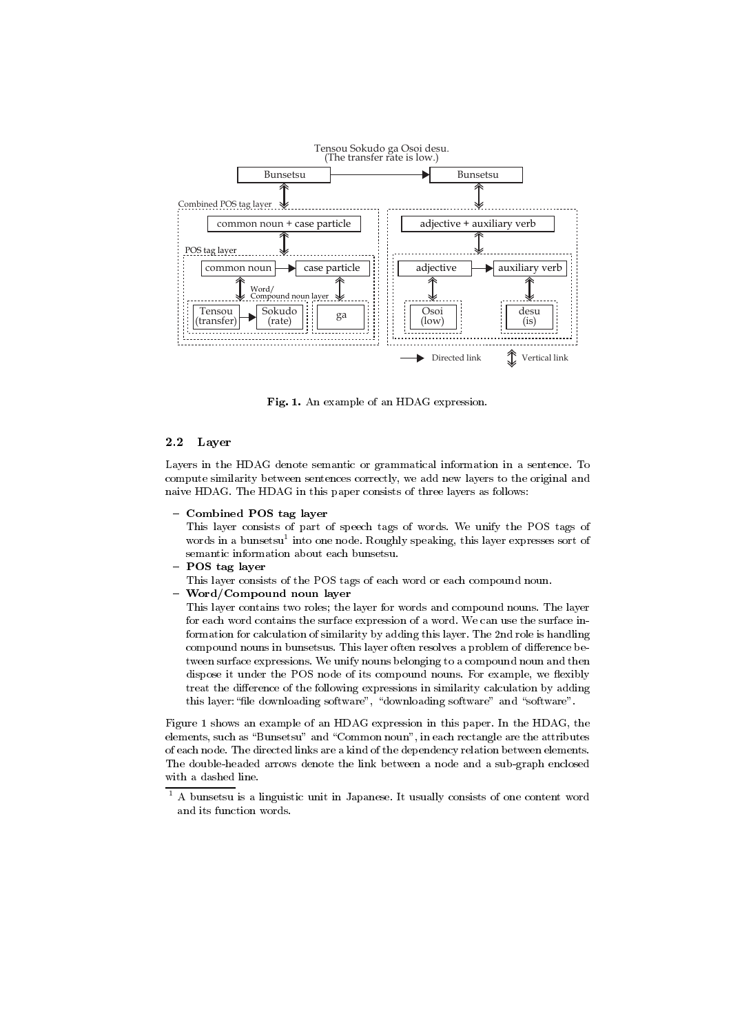Tensou Sokudo ga Osoi desu.
(The transfer rate is low.)

Fig. 1. An example of an HDAG expression.

### 2.2 Layer

Layers in the HDAG denote semantic or grammatical information in a sentence. To compute similarity between sentences correctly, we add new layers to the original and naive HDAG. The HDAG in this paper consists of three layers as follows:

- **Combined POS tag layer**
  This layer consists of part of speech tags of words. We unify the POS tags of words in a bunsetsu[1] into one node. Roughly speaking, this layer expresses sort of semantic information about each bunsetsu.
- **POS tag layer**
  This layer consists of the POS tags of each word or each compound noun.
- **Word/Compound noun layer**
  This layer contains two roles; the layer for words and compound nouns. The layer for each word contains the surface expression of a word. We can use the surface information for calculation of similarity by adding this layer. The 2nd role is handling compound nouns in bunsetsus. This layer often resolves a problem of difference between surface expressions. We unify nouns belonging to a compound noun and then dispose it under the POS node of its compound nouns. For example, we flexibly treat the difference of the following expressions in similarity calculation by adding this layer: "file downloading software", "downloading software" and "software".

Figure 1 shows an example of an HDAG expression in this paper. In the HDAG, the elements, such as "Bunsetsu" and "Common noun", in each rectangle are the attributes of each node. The directed links are a kind of the dependency relation between elements. The double-headed arrows denote the link between a node and a sub-graph enclosed with a dashed line.

[1] A bunsetsu is a linguistic unit in Japanese. It usually consists of one content word and its function words.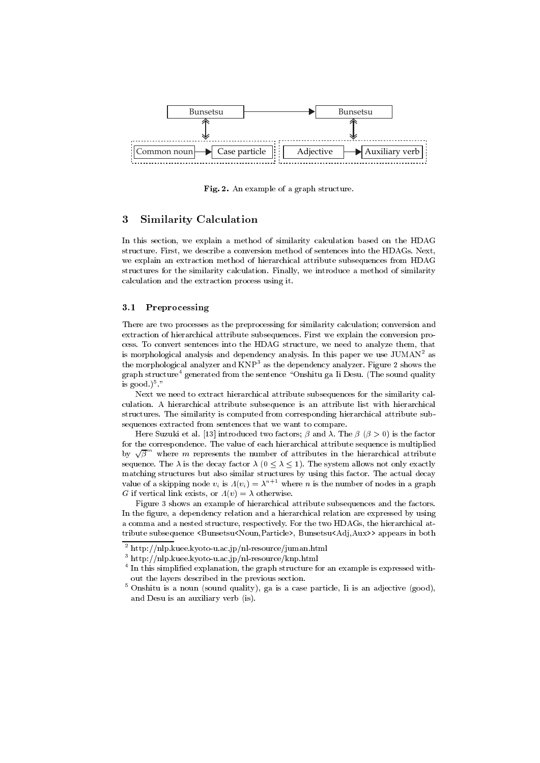Fig. 2. An example of a graph structure.

## 3 Similarity Calculation

In this section, we explain a method of similarity calculation based on the HDAG structure. First, we describe a conversion method of sentences into the HDAGs. Next, we explain an extraction method of hierarchical attribute subsequences from HDAG structures for the similarity calculation. Finally, we introduce a method of similarity calculation and the extraction process using it.

### 3.1 Preprocessing

There are two processes as the preprocessing for similarity calculation; conversion and extraction of hierarchical attribute subsequences. First we explain the conversion process. To convert sentences into the HDAG structure, we need to analyze them, that is morphological analysis and dependency analysis. In this paper we use JUMAN[2] as the morphological analyzer and KNP[3] as the dependency analyzer. Figure 2 shows the graph structure[4] generated from the sentence "Onshitu ga Ii Desu. (The sound quality is good.)[5]."

Next we need to extract hierarchical attribute subsequences for the similarity calculation. A hierarchical attribute subsequence is an attribute list with hierarchical structures. The similarity is computed from corresponding hierarchical attribute subsequences extracted from sentences that we want to compare.

Here Suzuki et al. [13] introduced two factors; $\beta$ and $\lambda$. The $\beta$ ($\beta > 0$) is the factor for the correspondence. The value of each hierarchical attribute sequence is multiplied by $\sqrt{\beta}^m$ where $m$ represents the number of attributes in the hierarchical attribute sequence. The $\lambda$ is the decay factor $\lambda$ ($0 \leq \lambda \leq 1$). The system allows not only exactly matching structures but also similar structures by using this factor. The actual decay value of a skipping node $v_i$ is $\Lambda(v_i) = \lambda^{n+1}$ where $n$ is the number of nodes in a graph $G$ if vertical link exists, or $\Lambda(v) = \lambda$ otherwise.

Figure 3 shows an example of hierarchical attribute subsequences and the factors. In the figure, a dependency relation and a hierarchical relation are expressed by using a comma and a nested structure, respectively. For the two HDAGs, the hierarchical attribute subsequence <Bunsetsu<Noun,Particle>, Bunsetsu<Adj,Aux>> appears in both

---

[2] http://nlp.kuee.kyoto-u.ac.jp/nl-resource/juman.html

[3] http://nlp.kuee.kyoto-u.ac.jp/nl-resource/knp.html

[4] In this simplified explanation, the graph structure for an example is expressed without the layers described in the previous section.

[5] Onshitu is a noun (sound quality), ga is a case particle, Ii is an adjective (good), and Desu is an auxiliary verb (is).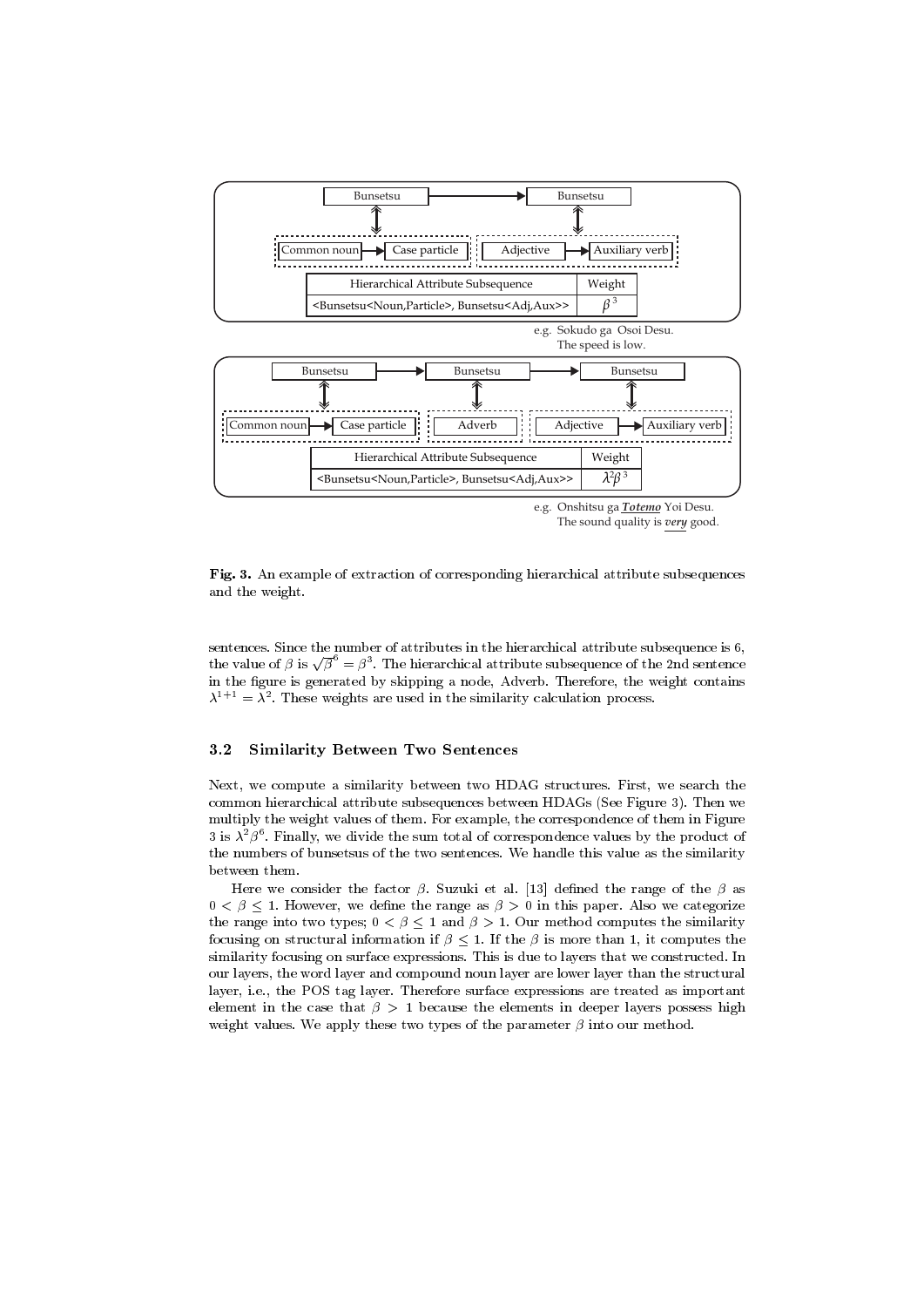| Hierarchical Attribute Subsequence | Weight |
|---|---|
| <Bunsetsu<Noun,Particle>, Bunsetsu<Adj,Aux>> | $\beta^3$ |

e.g. Sokudo ga Osoi Desu.
The speed is low.

| Hierarchical Attribute Subsequence | Weight |
|---|---|
| <Bunsetsu<Noun,Particle>, Bunsetsu<Adj,Aux>> | $\lambda^2\beta^3$ |

e.g. Onshitsu ga ***Totemo*** Yoi Desu.
The sound quality is ***very*** good.

**Fig. 3.** An example of extraction of corresponding hierarchical attribute subsequences and the weight.

sentences. Since the number of attributes in the hierarchical attribute subsequence is 6, the value of $\beta$ is $\sqrt{\beta}^6 = \beta^3$. The hierarchical attribute subsequence of the 2nd sentence in the figure is generated by skipping a node, Adverb. Therefore, the weight contains $\lambda^{1+1} = \lambda^2$. These weights are used in the similarity calculation process.

### 3.2 Similarity Between Two Sentences

Next, we compute a similarity between two HDAG structures. First, we search the common hierarchical attribute subsequences between HDAGs (See Figure 3). Then we multiply the weight values of them. For example, the correspondence of them in Figure 3 is $\lambda^2\beta^6$. Finally, we divide the sum total of correspondence values by the product of the numbers of bunsetsus of the two sentences. We handle this value as the similarity between them.

Here we consider the factor $\beta$. Suzuki et al. [13] defined the range of the $\beta$ as $0 < \beta \leq 1$. However, we define the range as $\beta > 0$ in this paper. Also we categorize the range into two types; $0 < \beta \leq 1$ and $\beta > 1$. Our method computes the similarity focusing on structural information if $\beta \leq 1$. If the $\beta$ is more than 1, it computes the similarity focusing on surface expressions. This is due to layers that we constructed. In our layers, the word layer and compound noun layer are lower layer than the structural layer, i.e., the POS tag layer. Therefore surface expressions are treated as important element in the case that $\beta > 1$ because the elements in deeper layers possess high weight values. We apply these two types of the parameter $\beta$ into our method.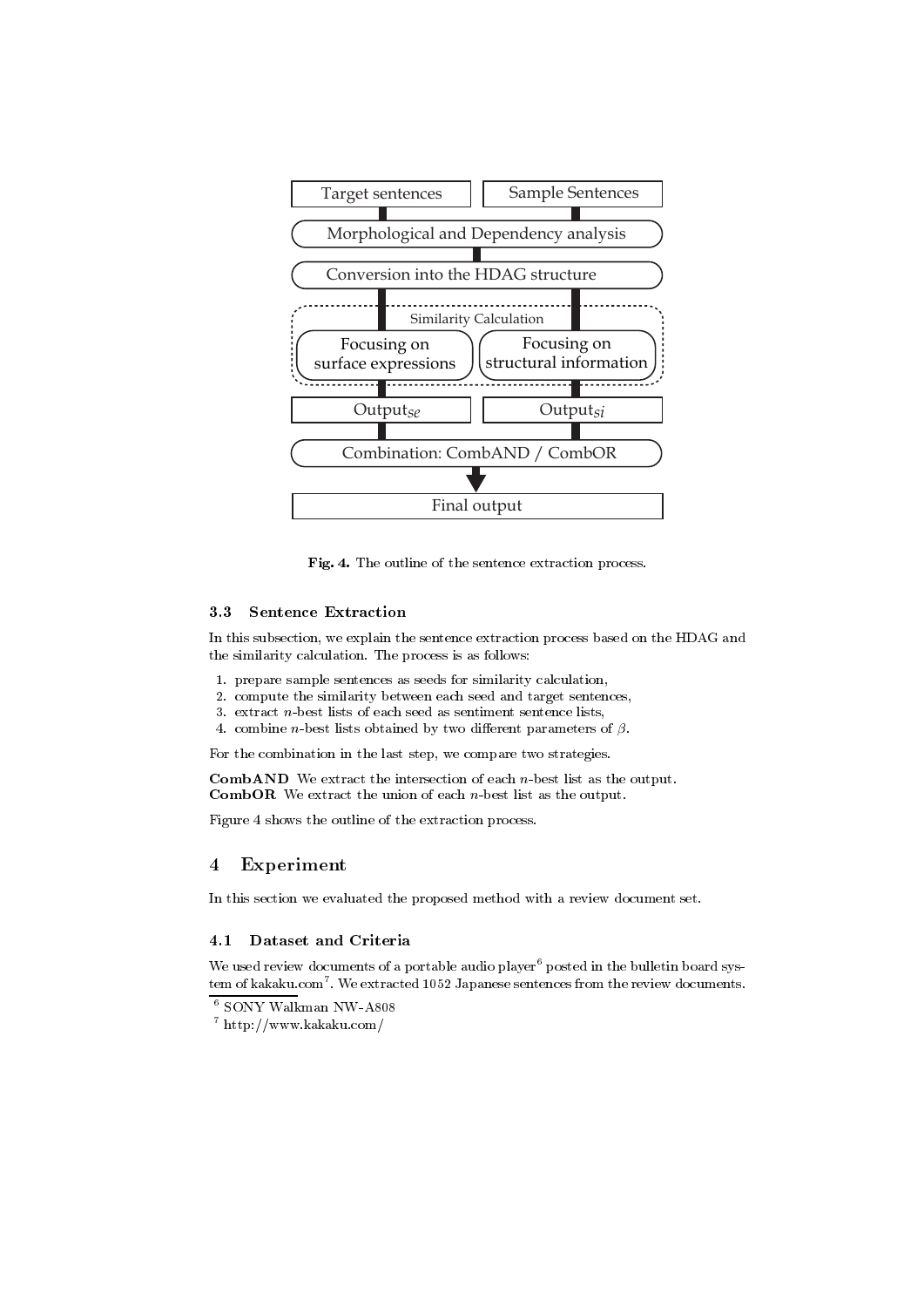Fig. 4. The outline of the sentence extraction process.

### 3.3 Sentence Extraction

In this subsection, we explain the sentence extraction process based on the HDAG and the similarity calculation. The process is as follows:

1. prepare sample sentences as seeds for similarity calculation,
2. compute the similarity between each seed and target sentences,
3. extract $n$-best lists of each seed as sentiment sentence lists,
4. combine $n$-best lists obtained by two different parameters of $\beta$.

For the combination in the last step, we compare two strategies.

**CombAND** We extract the intersection of each $n$-best list as the output.
**CombOR** We extract the union of each $n$-best list as the output.

Figure 4 shows the outline of the extraction process.

## 4 Experiment

In this section we evaluated the proposed method with a review document set.

### 4.1 Dataset and Criteria

We used review documents of a portable audio player[6] posted in the bulletin board system of kakaku.com[7]. We extracted 1052 Japanese sentences from the review documents.

[6] SONY Walkman NW-A808
[7] http://www.kakaku.com/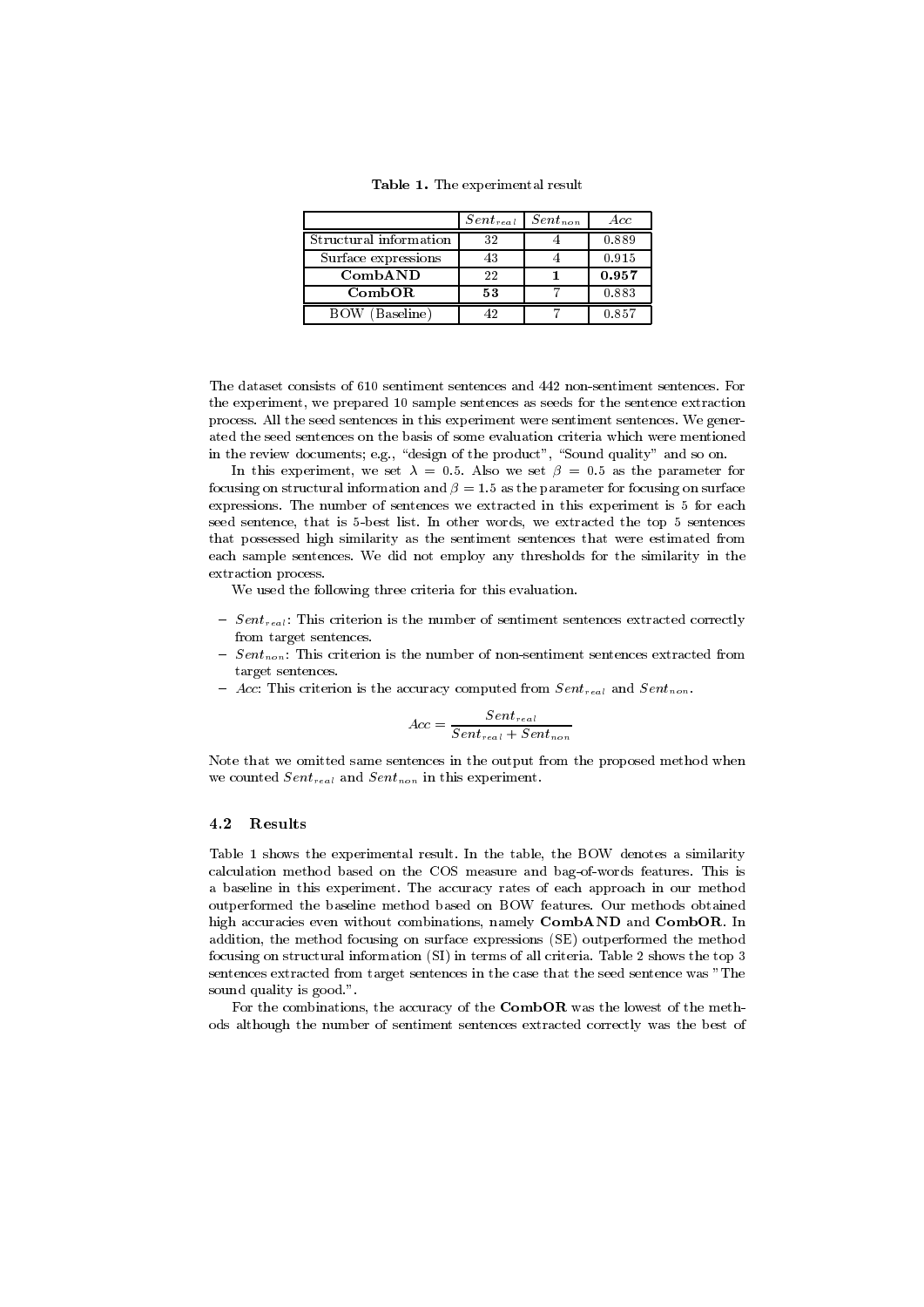**Table 1.** The experimental result

| | $Sent_{real}$ | $Sent_{non}$ | $Acc$ |
|---|---|---|---|
| Structural information | 32 | 4 | 0.889 |
| Surface expressions | 43 | 4 | 0.915 |
| **CombAND** | 22 | **1** | **0.957** |
| **CombOR** | **53** | 7 | 0.883 |
| BOW (Baseline) | 42 | 7 | 0.857 |

The dataset consists of 610 sentiment sentences and 442 non-sentiment sentences. For the experiment, we prepared 10 sample sentences as seeds for the sentence extraction process. All the seed sentences in this experiment were sentiment sentences. We generated the seed sentences on the basis of some evaluation criteria which were mentioned in the review documents; e.g., "design of the product", "Sound quality" and so on.

In this experiment, we set $\lambda = 0.5$. Also we set $\beta = 0.5$ as the parameter for focusing on structural information and $\beta = 1.5$ as the parameter for focusing on surface expressions. The number of sentences we extracted in this experiment is 5 for each seed sentence, that is 5-best list. In other words, we extracted the top 5 sentences that possessed high similarity as the sentiment sentences that were estimated from each sample sentences. We did not employ any thresholds for the similarity in the extraction process.

We used the following three criteria for this evaluation.

- $Sent_{real}$: This criterion is the number of sentiment sentences extracted correctly from target sentences.
- $Sent_{non}$: This criterion is the number of non-sentiment sentences extracted from target sentences.
- *Acc*: This criterion is the accuracy computed from $Sent_{real}$ and $Sent_{non}$.

$$Acc = \frac{Sent_{real}}{Sent_{real} + Sent_{non}}$$

Note that we omitted same sentences in the output from the proposed method when we counted $Sent_{real}$ and $Sent_{non}$ in this experiment.

### 4.2 Results

Table 1 shows the experimental result. In the table, the BOW denotes a similarity calculation method based on the COS measure and bag-of-words features. This is a baseline in this experiment. The accuracy rates of each approach in our method outperformed the baseline method based on BOW features. Our methods obtained high accuracies even without combinations, namely **CombAND** and **CombOR**. In addition, the method focusing on surface expressions (SE) outperformed the method focusing on structural information (SI) in terms of all criteria. Table 2 shows the top 3 sentences extracted from target sentences in the case that the seed sentence was "The sound quality is good.".

For the combinations, the accuracy of the **CombOR** was the lowest of the methods although the number of sentiment sentences extracted correctly was the best of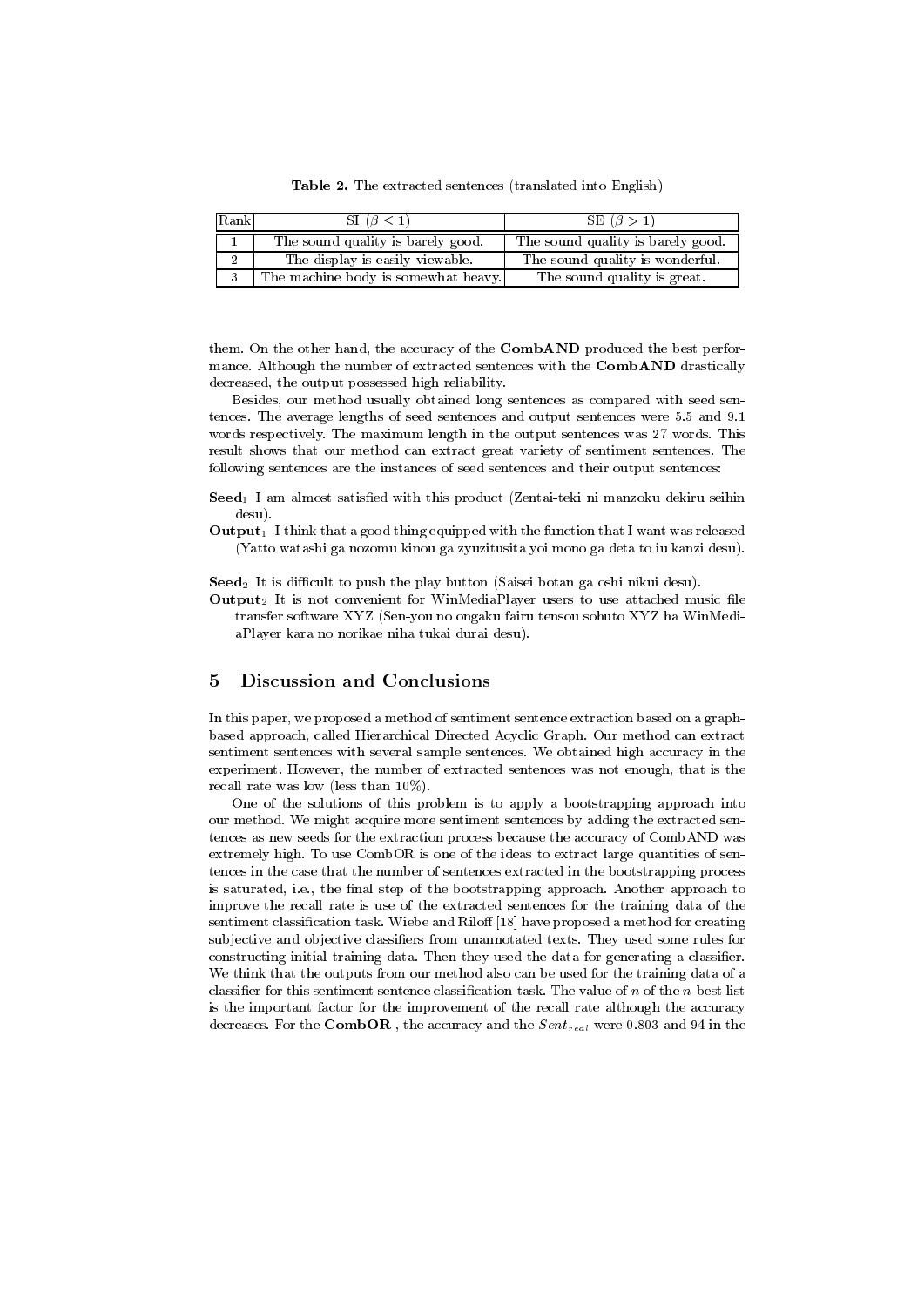**Table 2.** The extracted sentences (translated into English)

| Rank | SI ($\beta \leq 1$) | SE ($\beta > 1$) |
|---|---|---|
| 1 | The sound quality is barely good. | The sound quality is barely good. |
| 2 | The display is easily viewable. | The sound quality is wonderful. |
| 3 | The machine body is somewhat heavy. | The sound quality is great. |

them. On the other hand, the accuracy of the **CombAND** produced the best performance. Although the number of extracted sentences with the **CombAND** drastically decreased, the output possessed high reliability.

Besides, our method usually obtained long sentences as compared with seed sentences. The average lengths of seed sentences and output sentences were 5.5 and 9.1 words respectively. The maximum length in the output sentences was 27 words. This result shows that our method can extract great variety of sentiment sentences. The following sentences are the instances of seed sentences and their output sentences:

**Seed**$_1$ I am almost satisfied with this product (Zentai-teki ni manzoku dekiru seihin desu).

**Output**$_1$ I think that a good thing equipped with the function that I want was released (Yatto watashi ga nozomu kinou ga zyuzitusita yoi mono ga deta to iu kanzi desu).

**Seed**$_2$ It is difficult to push the play button (Saisei botan ga oshi nikui desu).

**Output**$_2$ It is not convenient for WinMediaPlayer users to use attached music file transfer software XYZ (Sen-you no ongaku fairu tensou sohuto XYZ ha WinMediaPlayer kara no norikae niha tukai durai desu).

## 5 Discussion and Conclusions

In this paper, we proposed a method of sentiment sentence extraction based on a graph-based approach, called Hierarchical Directed Acyclic Graph. Our method can extract sentiment sentences with several sample sentences. We obtained high accuracy in the experiment. However, the number of extracted sentences was not enough, that is the recall rate was low (less than 10%).

One of the solutions of this problem is to apply a bootstrapping approach into our method. We might acquire more sentiment sentences by adding the extracted sentences as new seeds for the extraction process because the accuracy of CombAND was extremely high. To use CombOR is one of the ideas to extract large quantities of sentences in the case that the number of sentences extracted in the bootstrapping process is saturated, i.e., the final step of the bootstrapping approach. Another approach to improve the recall rate is use of the extracted sentences for the training data of the sentiment classification task. Wiebe and Riloff [18] have proposed a method for creating subjective and objective classifiers from unannotated texts. They used some rules for constructing initial training data. Then they used the data for generating a classifier. We think that the outputs from our method also can be used for the training data of a classifier for this sentiment sentence classification task. The value of $n$ of the $n$-best list is the important factor for the improvement of the recall rate although the accuracy decreases. For the **CombOR** , the accuracy and the $Sent_{real}$ were 0.803 and 94 in the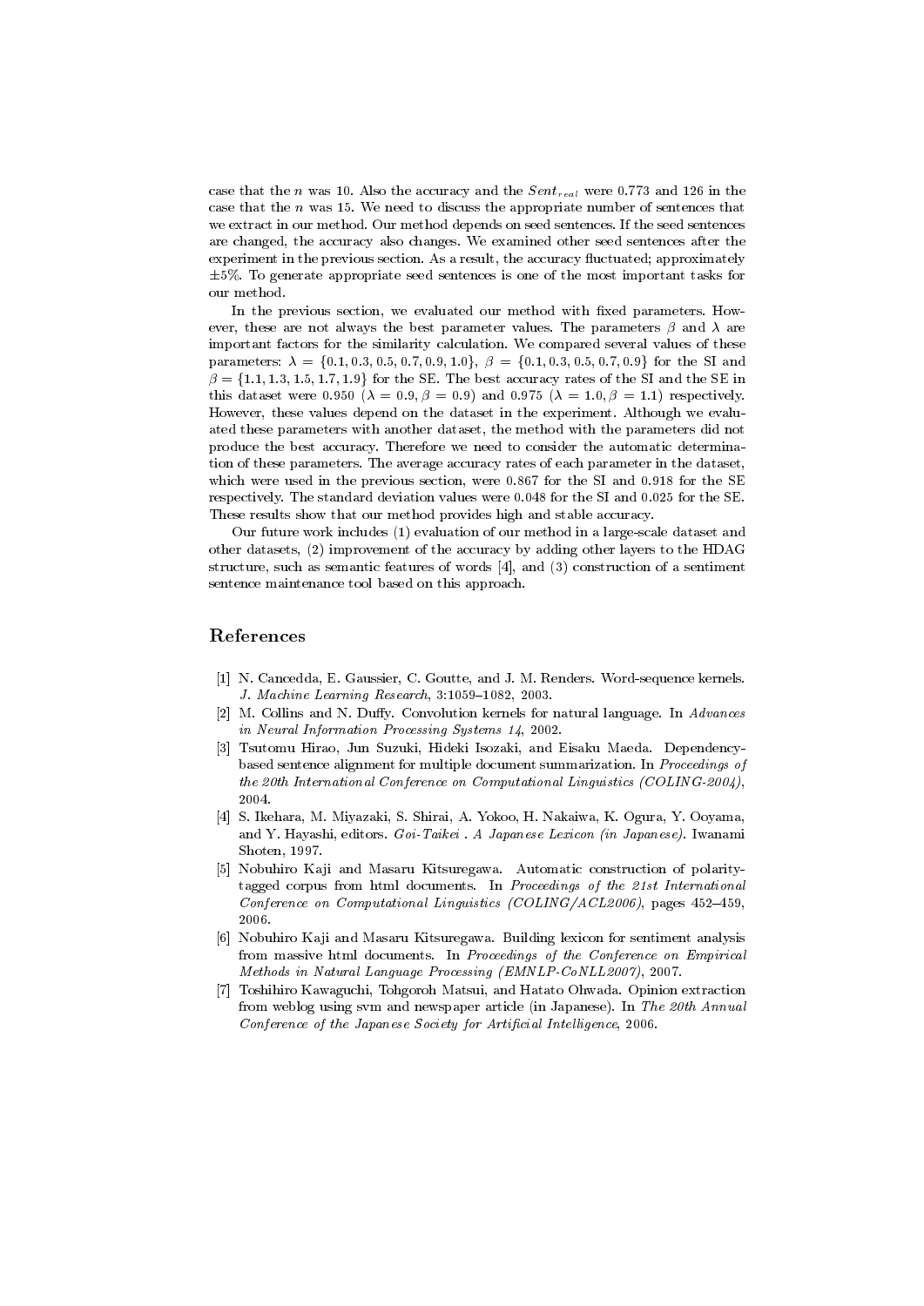case that the $n$ was 10. Also the accuracy and the $Sent_{real}$ were 0.773 and 126 in the case that the $n$ was 15. We need to discuss the appropriate number of sentences that we extract in our method. Our method depends on seed sentences. If the seed sentences are changed, the accuracy also changes. We examined other seed sentences after the experiment in the previous section. As a result, the accuracy fluctuated; approximately $\pm 5\%$. To generate appropriate seed sentences is one of the most important tasks for our method.

In the previous section, we evaluated our method with fixed parameters. However, these are not always the best parameter values. The parameters $\beta$ and $\lambda$ are important factors for the similarity calculation. We compared several values of these parameters: $\lambda = \{0.1, 0.3, 0.5, 0.7, 0.9, 1.0\}$, $\beta = \{0.1, 0.3, 0.5, 0.7, 0.9\}$ for the SI and $\beta = \{1.1, 1.3, 1.5, 1.7, 1.9\}$ for the SE. The best accuracy rates of the SI and the SE in this dataset were 0.950 ($\lambda = 0.9, \beta = 0.9$) and 0.975 ($\lambda = 1.0, \beta = 1.1$) respectively. However, these values depend on the dataset in the experiment. Although we evaluated these parameters with another dataset, the method with the parameters did not produce the best accuracy. Therefore we need to consider the automatic determination of these parameters. The average accuracy rates of each parameter in the dataset, which were used in the previous section, were 0.867 for the SI and 0.918 for the SE respectively. The standard deviation values were 0.048 for the SI and 0.025 for the SE. These results show that our method provides high and stable accuracy.

Our future work includes (1) evaluation of our method in a large-scale dataset and other datasets, (2) improvement of the accuracy by adding other layers to the HDAG structure, such as semantic features of words [4], and (3) construction of a sentiment sentence maintenance tool based on this approach.

## References

[1] N. Cancedda, E. Gaussier, C. Goutte, and J. M. Renders. Word-sequence kernels. *J. Machine Learning Research*, 3:1059–1082, 2003.

[2] M. Collins and N. Duffy. Convolution kernels for natural language. In *Advances in Neural Information Processing Systems 14*, 2002.

[3] Tsutomu Hirao, Jun Suzuki, Hideki Isozaki, and Eisaku Maeda. Dependency-based sentence alignment for multiple document summarization. In *Proceedings of the 20th International Conference on Computational Linguistics (COLING-2004)*, 2004.

[4] S. Ikehara, M. Miyazaki, S. Shirai, A. Yokoo, H. Nakaiwa, K. Ogura, Y. Ooyama, and Y. Hayashi, editors. *Goi-Taikei . A Japanese Lexicon (in Japanese)*. Iwanami Shoten, 1997.

[5] Nobuhiro Kaji and Masaru Kitsuregawa. Automatic construction of polarity-tagged corpus from html documents. In *Proceedings of the 21st International Conference on Computational Linguistics (COLING/ACL2006)*, pages 452–459, 2006.

[6] Nobuhiro Kaji and Masaru Kitsuregawa. Building lexicon for sentiment analysis from massive html documents. In *Proceedings of the Conference on Empirical Methods in Natural Language Processing (EMNLP-CoNLL2007)*, 2007.

[7] Toshihiro Kawaguchi, Tohgoroh Matsui, and Hatato Ohwada. Opinion extraction from weblog using svm and newspaper article (in Japanese). In *The 20th Annual Conference of the Japanese Society for Artificial Intelligence*, 2006.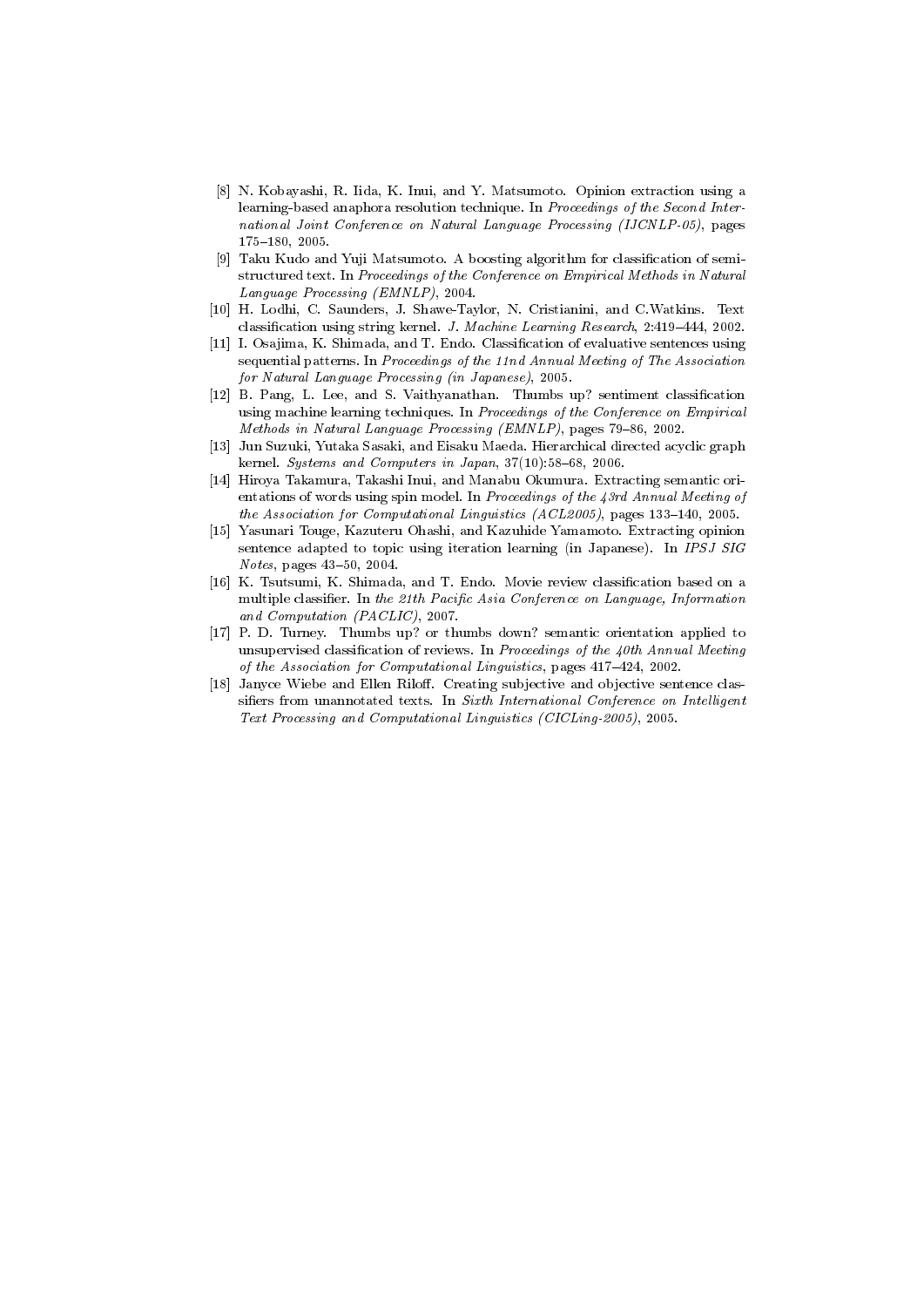[8] N. Kobayashi, R. Iida, K. Inui, and Y. Matsumoto. Opinion extraction using a learning-based anaphora resolution technique. In *Proceedings of the Second International Joint Conference on Natural Language Processing (IJCNLP-05)*, pages 175–180, 2005.

[9] Taku Kudo and Yuji Matsumoto. A boosting algorithm for classification of semi-structured text. In *Proceedings of the Conference on Empirical Methods in Natural Language Processing (EMNLP)*, 2004.

[10] H. Lodhi, C. Saunders, J. Shawe-Taylor, N. Cristianini, and C.Watkins. Text classification using string kernel. *J. Machine Learning Research*, 2:419–444, 2002.

[11] I. Osajima, K. Shimada, and T. Endo. Classification of evaluative sentences using sequential patterns. In *Proceedings of the 11nd Annual Meeting of The Association for Natural Language Processing (in Japanese)*, 2005.

[12] B. Pang, L. Lee, and S. Vaithyanathan. Thumbs up? sentiment classification using machine learning techniques. In *Proceedings of the Conference on Empirical Methods in Natural Language Processing (EMNLP)*, pages 79–86, 2002.

[13] Jun Suzuki, Yutaka Sasaki, and Eisaku Maeda. Hierarchical directed acyclic graph kernel. *Systems and Computers in Japan*, 37(10):58–68, 2006.

[14] Hiroya Takamura, Takashi Inui, and Manabu Okumura. Extracting semantic orientations of words using spin model. In *Proceedings of the 43rd Annual Meeting of the Association for Computational Linguistics (ACL2005)*, pages 133–140, 2005.

[15] Yasunari Touge, Kazuteru Ohashi, and Kazuhide Yamamoto. Extracting opinion sentence adapted to topic using iteration learning (in Japanese). In *IPSJ SIG Notes*, pages 43–50, 2004.

[16] K. Tsutsumi, K. Shimada, and T. Endo. Movie review classification based on a multiple classifier. In *the 21th Pacific Asia Conference on Language, Information and Computation (PACLIC)*, 2007.

[17] P. D. Turney. Thumbs up? or thumbs down? semantic orientation applied to unsupervised classification of reviews. In *Proceedings of the 40th Annual Meeting of the Association for Computational Linguistics*, pages 417–424, 2002.

[18] Janyce Wiebe and Ellen Riloff. Creating subjective and objective sentence classifiers from unannotated texts. In *Sixth International Conference on Intelligent Text Processing and Computational Linguistics (CICLing-2005)*, 2005.